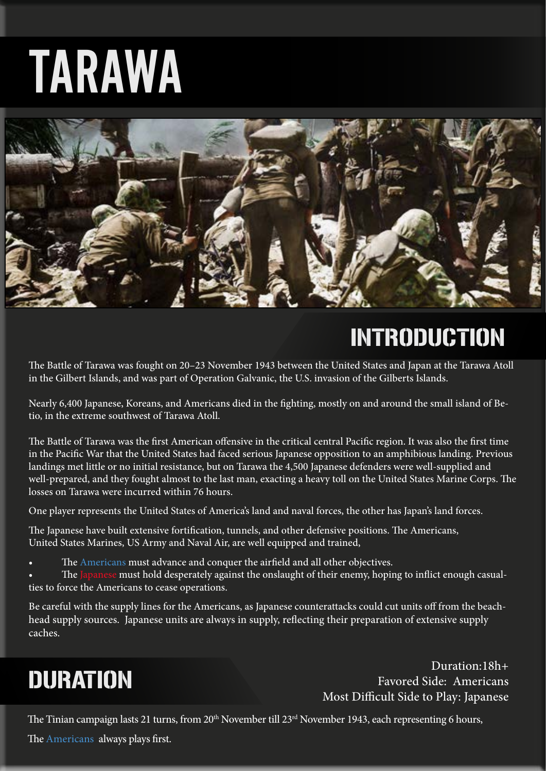# TARAWA

## INTRODUCTION

The Battle of Tarawa was fought on 20–23 November 1943 between the United States and Japan at the Tarawa Atoll in the Gilbert Islands, and was part of Operation Galvanic, the U.S. invasion of the Gilberts Islands.

Nearly 6,400 Japanese, Koreans, and Americans died in the fighting, mostly on and around the small island of Betio, in the extreme southwest of Tarawa Atoll.

The Battle of Tarawa was the first American offensive in the critical central Pacific region. It was also the first time in the Pacific War that the United States had faced serious Japanese opposition to an amphibious landing. Previous landings met little or no initial resistance, but on Tarawa the 4,500 Japanese defenders were well-supplied and well-prepared, and they fought almost to the last man, exacting a heavy toll on the United States Marine Corps. The losses on Tarawa were incurred within 76 hours.

One player represents the United States of America's land and naval forces, the other has Japan's land forces.

The Japanese have built extensive fortification, tunnels, and other defensive positions. The Americans, United States Marines, US Army and Naval Air, are well equipped and trained,

- The Americans must advance and conquer the airfield and all other objectives.
- The Japanese must hold desperately against the onslaught of their enemy, hoping to inflict enough casualties to force the Americans to cease operations.

Be careful with the supply lines for the Americans, as Japanese counterattacks could cut units off from the beachhead supply sources. Japanese units are always in supply, reflecting their preparation of extensive supply caches.

## DURATION

Duration:18h+
Favored Side: Americans
Most Difficult Side to Play: Japanese

The Tinian campaign lasts 21 turns, from 20th November till 23rd November 1943, each representing 6 hours,

The Americans always plays first.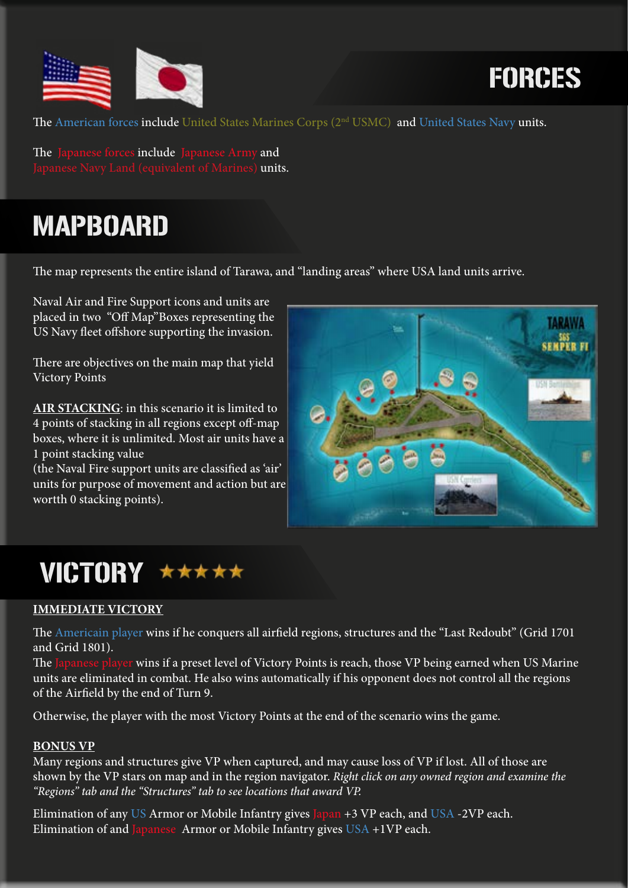# FORCES

The American forces include United States Marines Corps (2nd USMC) and United States Navy units.

The Japanese forces include Japanese Army and Japanese Navy Land (equivalent of Marines) units.

# MAPBOARD

The map represents the entire island of Tarawa, and "landing areas" where USA land units arrive.

Naval Air and Fire Support icons and units are placed in two "Off Map"Boxes representing the US Navy fleet offshore supporting the invasion.

There are objectives on the main map that yield Victory Points

**AIR STACKING**: in this scenario it is limited to 4 points of stacking in all regions except off-map boxes, where it is unlimited. Most air units have a 1 point stacking value
(the Naval Fire support units are classified as 'air' units for purpose of movement and action but are wortth 0 stacking points).

# VICTORY ★★★★★

**IMMEDIATE VICTORY**

The Americain player wins if he conquers all airfield regions, structures and the "Last Redoubt" (Grid 1701 and Grid 1801).
The Japanese player wins if a preset level of Victory Points is reach, those VP being earned when US Marine units are eliminated in combat. He also wins automatically if his opponent does not control all the regions of the Airfield by the end of Turn 9.

Otherwise, the player with the most Victory Points at the end of the scenario wins the game.

**BONUS VP**

Many regions and structures give VP when captured, and may cause loss of VP if lost. All of those are shown by the VP stars on map and in the region navigator. *Right click on any owned region and examine the "Regions" tab and the "Structures" tab to see locations that award VP.*

Elimination of any US Armor or Mobile Infantry gives Japan +3 VP each, and USA -2VP each.
Elimination of and Japanese Armor or Mobile Infantry gives USA +1VP each.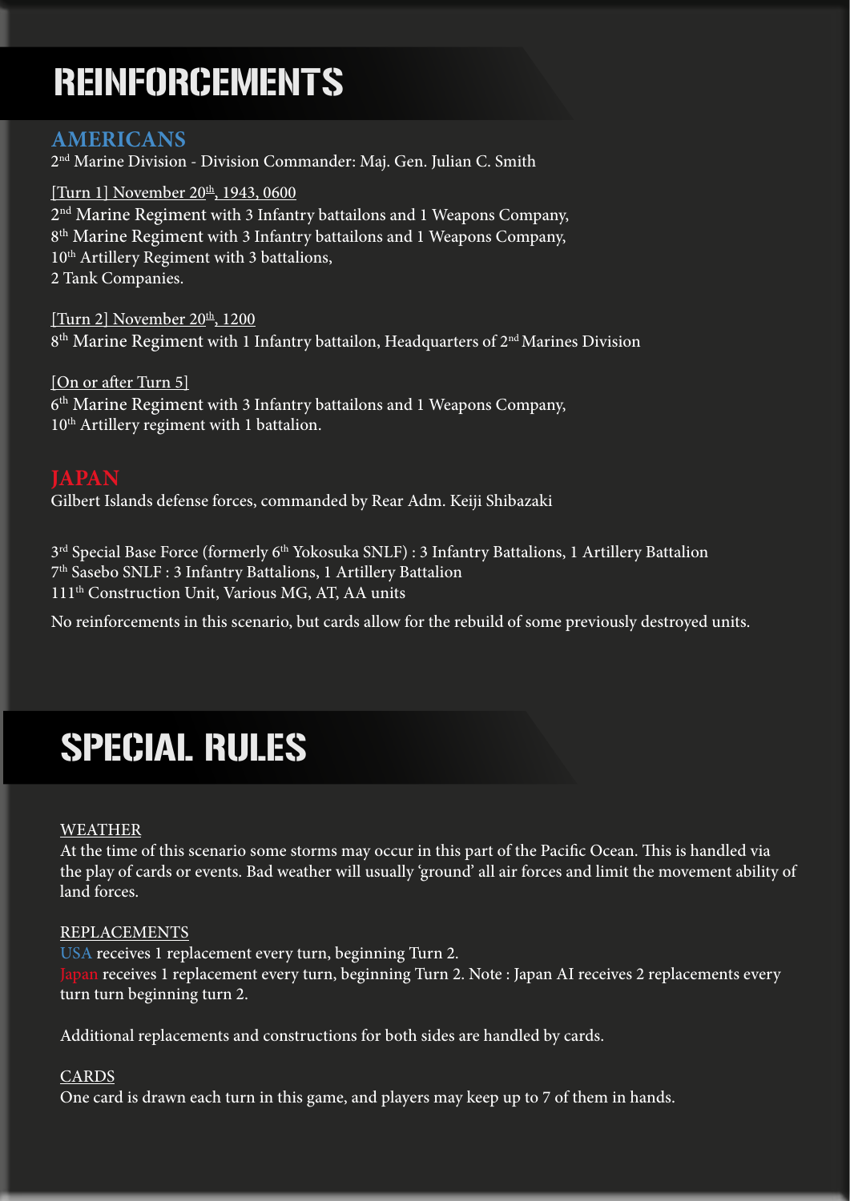# REINFORCEMENTS

## AMERICANS

2nd Marine Division - Division Commander: Maj. Gen. Julian C. Smith

[Turn 1] November 20th, 1943, 0600
2nd Marine Regiment with 3 Infantry battailons and 1 Weapons Company,
8th Marine Regiment with 3 Infantry battailons and 1 Weapons Company,
10th Artillery Regiment with 3 battalions,
2 Tank Companies.

[Turn 2] November 20th, 1200
8th Marine Regiment with 1 Infantry battailon, Headquarters of 2nd Marines Division

[On or after Turn 5]
6th Marine Regiment with 3 Infantry battailons and 1 Weapons Company,
10th Artillery regiment with 1 battalion.

## JAPAN

Gilbert Islands defense forces, commanded by Rear Adm. Keiji Shibazaki

3rd Special Base Force (formerly 6th Yokosuka SNLF) : 3 Infantry Battalions, 1 Artillery Battalion
7th Sasebo SNLF : 3 Infantry Battalions, 1 Artillery Battalion
111th Construction Unit, Various MG, AT, AA units

No reinforcements in this scenario, but cards allow for the rebuild of some previously destroyed units.

# SPECIAL RULES

WEATHER
At the time of this scenario some storms may occur in this part of the Pacific Ocean. This is handled via the play of cards or events. Bad weather will usually 'ground' all air forces and limit the movement ability of land forces.

REPLACEMENTS
USA receives 1 replacement every turn, beginning Turn 2.
Japan receives 1 replacement every turn, beginning Turn 2. Note : Japan AI receives 2 replacements every turn turn beginning turn 2.

Additional replacements and constructions for both sides are handled by cards.

CARDS
One card is drawn each turn in this game, and players may keep up to 7 of them in hands.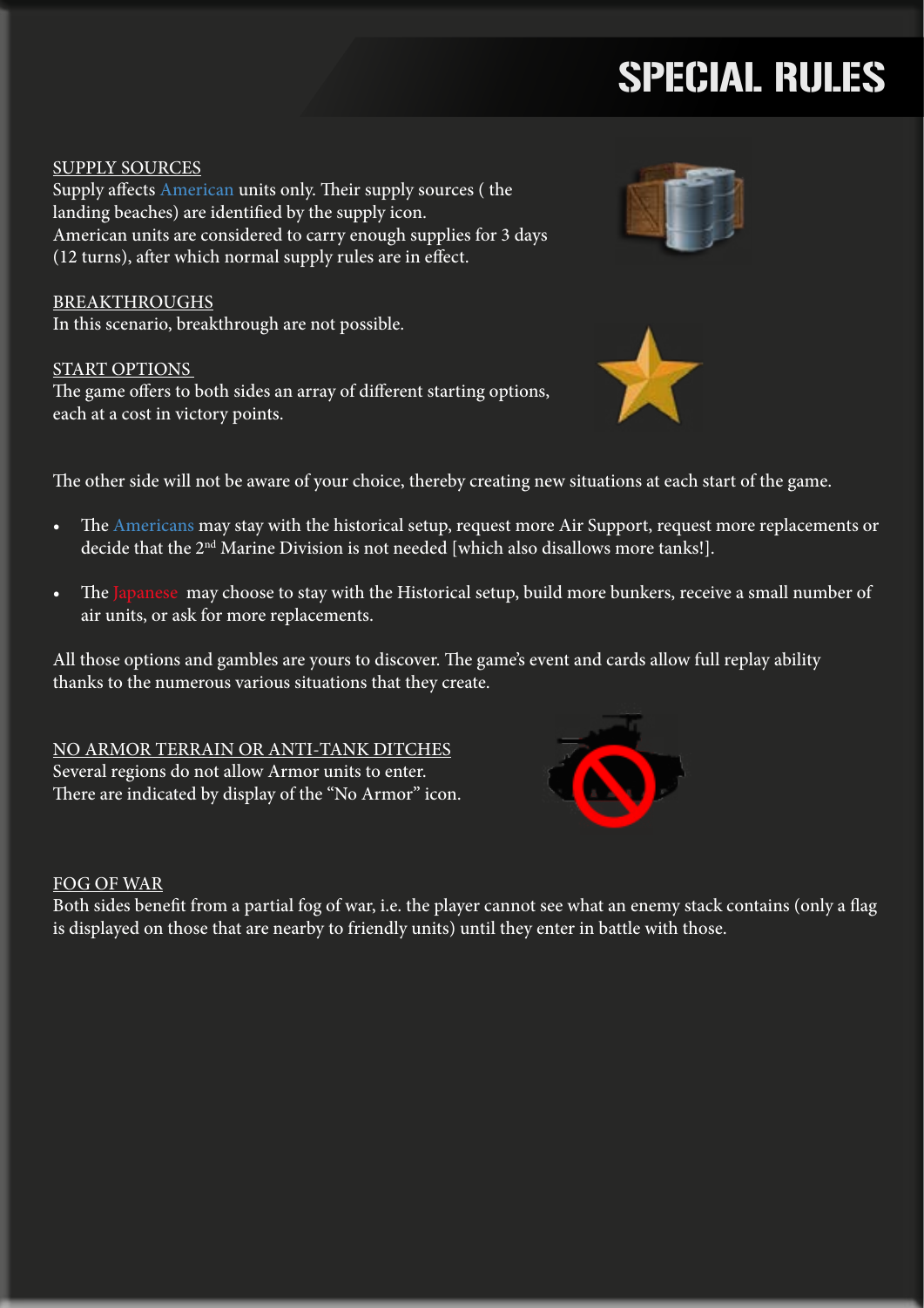# SPECIAL RULES

## SUPPLY SOURCES

Supply affects American units only. Their supply sources ( the landing beaches) are identified by the supply icon.
American units are considered to carry enough supplies for 3 days (12 turns), after which normal supply rules are in effect.

## BREAKTHROUGHS

In this scenario, breakthrough are not possible.

## START OPTIONS

The game offers to both sides an array of different starting options, each at a cost in victory points.

The other side will not be aware of your choice, thereby creating new situations at each start of the game.

- The Americans may stay with the historical setup, request more Air Support, request more replacements or decide that the 2nd Marine Division is not needed [which also disallows more tanks!].
- The Japanese may choose to stay with the Historical setup, build more bunkers, receive a small number of air units, or ask for more replacements.

All those options and gambles are yours to discover. The game's event and cards allow full replay ability thanks to the numerous various situations that they create.

## NO ARMOR TERRAIN OR ANTI-TANK DITCHES

Several regions do not allow Armor units to enter.
There are indicated by display of the "No Armor" icon.

## FOG OF WAR

Both sides benefit from a partial fog of war, i.e. the player cannot see what an enemy stack contains (only a flag is displayed on those that are nearby to friendly units) until they enter in battle with those.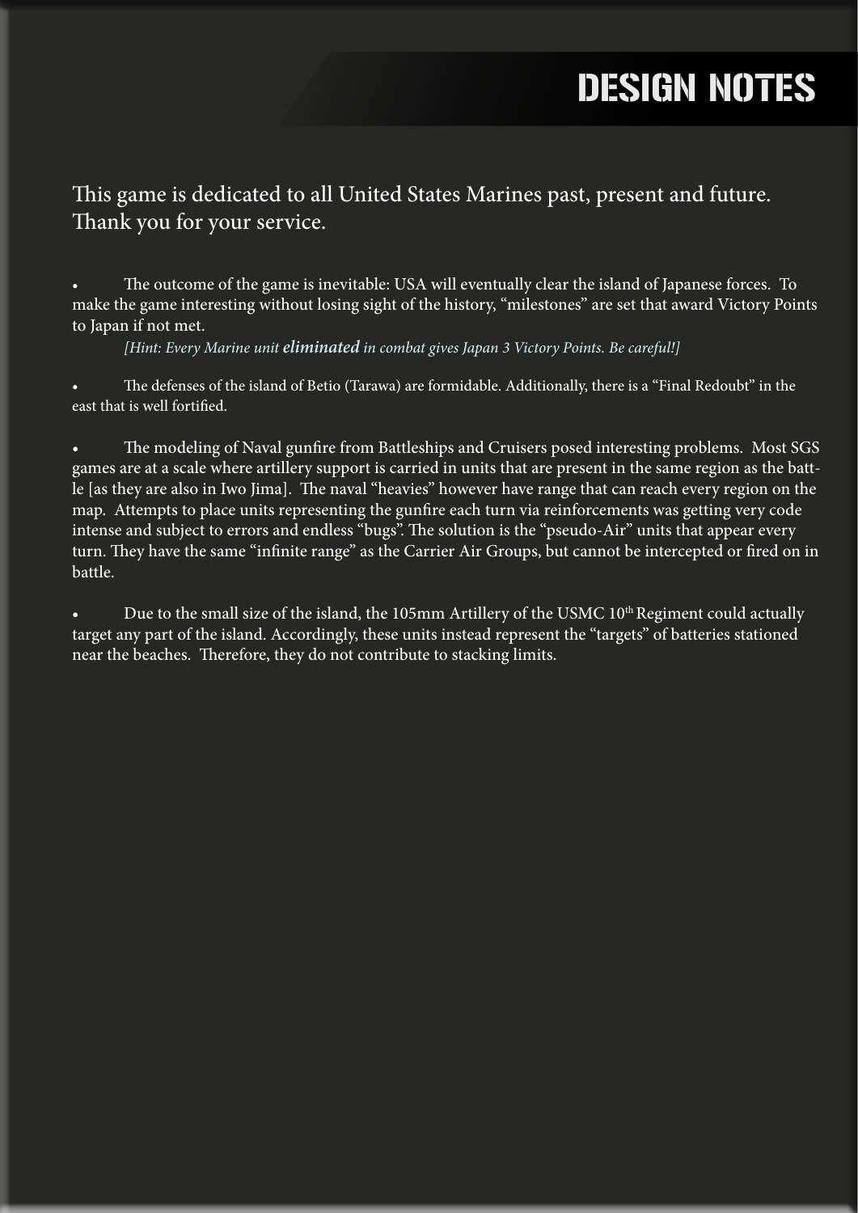# DESIGN NOTES

This game is dedicated to all United States Marines past, present and future. Thank you for your service.

- The outcome of the game is inevitable: USA will eventually clear the island of Japanese forces. To make the game interesting without losing sight of the history, "milestones" are set that award Victory Points to Japan if not met.

  *[Hint: Every Marine unit **eliminated** in combat gives Japan 3 Victory Points. Be careful!]*

- The defenses of the island of Betio (Tarawa) are formidable. Additionally, there is a "Final Redoubt" in the east that is well fortified.

- The modeling of Naval gunfire from Battleships and Cruisers posed interesting problems. Most SGS games are at a scale where artillery support is carried in units that are present in the same region as the battle [as they are also in Iwo Jima]. The naval "heavies" however have range that can reach every region on the map. Attempts to place units representing the gunfire each turn via reinforcements was getting very code intense and subject to errors and endless "bugs". The solution is the "pseudo-Air" units that appear every turn. They have the same "infinite range" as the Carrier Air Groups, but cannot be intercepted or fired on in battle.

- Due to the small size of the island, the 105mm Artillery of the USMC 10th Regiment could actually target any part of the island. Accordingly, these units instead represent the "targets" of batteries stationed near the beaches. Therefore, they do not contribute to stacking limits.